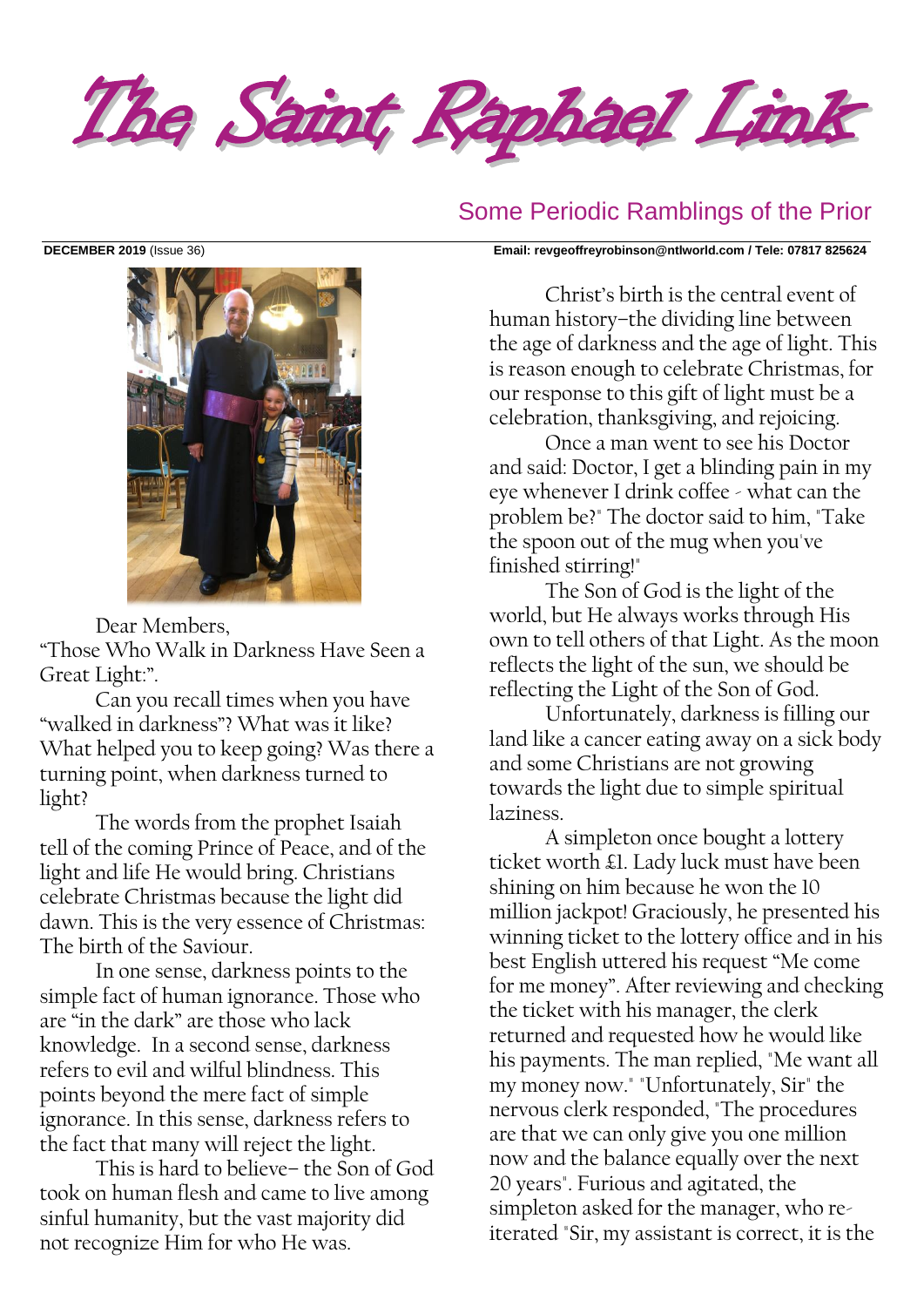# The Saint Raphael Link

## Some Periodic Ramblings of the Prior

**DECEMBER 2019** (Issue 36) **Email: revgeoffreyrobinson@ntlworld.com / Tele: 07817 825624**

Dear Members,

"Those Who Walk in Darkness Have Seen a Great Light:".

Can you recall times when you have "walked in darkness"? What was it like? What helped you to keep going? Was there a turning point, when darkness turned to light?

The words from the prophet Isaiah tell of the coming Prince of Peace, and of the light and life He would bring. Christians celebrate Christmas because the light did dawn. This is the very essence of Christmas: The birth of the Saviour.

In one sense, darkness points to the simple fact of human ignorance. Those who are "in the dark" are those who lack knowledge. In a second sense, darkness refers to evil and wilful blindness. This points beyond the mere fact of simple ignorance. In this sense, darkness refers to the fact that many will reject the light.

This is hard to believe– the Son of God took on human flesh and came to live among sinful humanity, but the vast majority did not recognize Him for who He was.

Christ's birth is the central event of human history–the dividing line between the age of darkness and the age of light. This is reason enough to celebrate Christmas, for our response to this gift of light must be a celebration, thanksgiving, and rejoicing.

Once a man went to see his Doctor and said: Doctor, I get a blinding pain in my eye whenever I drink coffee - what can the problem be?" The doctor said to him, "Take the spoon out of the mug when you've finished stirring!"

The Son of God is the light of the world, but He always works through His own to tell others of that Light. As the moon reflects the light of the sun, we should be reflecting the Light of the Son of God.

Unfortunately, darkness is filling our land like a cancer eating away on a sick body and some Christians are not growing towards the light due to simple spiritual laziness.

A simpleton once bought a lottery ticket worth £1. Lady luck must have been shining on him because he won the 10 million jackpot! Graciously, he presented his winning ticket to the lottery office and in his best English uttered his request "Me come for me money". After reviewing and checking the ticket with his manager, the clerk returned and requested how he would like his payments. The man replied, "Me want all my money now." "Unfortunately, Sir" the nervous clerk responded, "The procedures are that we can only give you one million now and the balance equally over the next 20 years". Furious and agitated, the simpleton asked for the manager, who re-iterated "Sir, my assistant is correct, it is the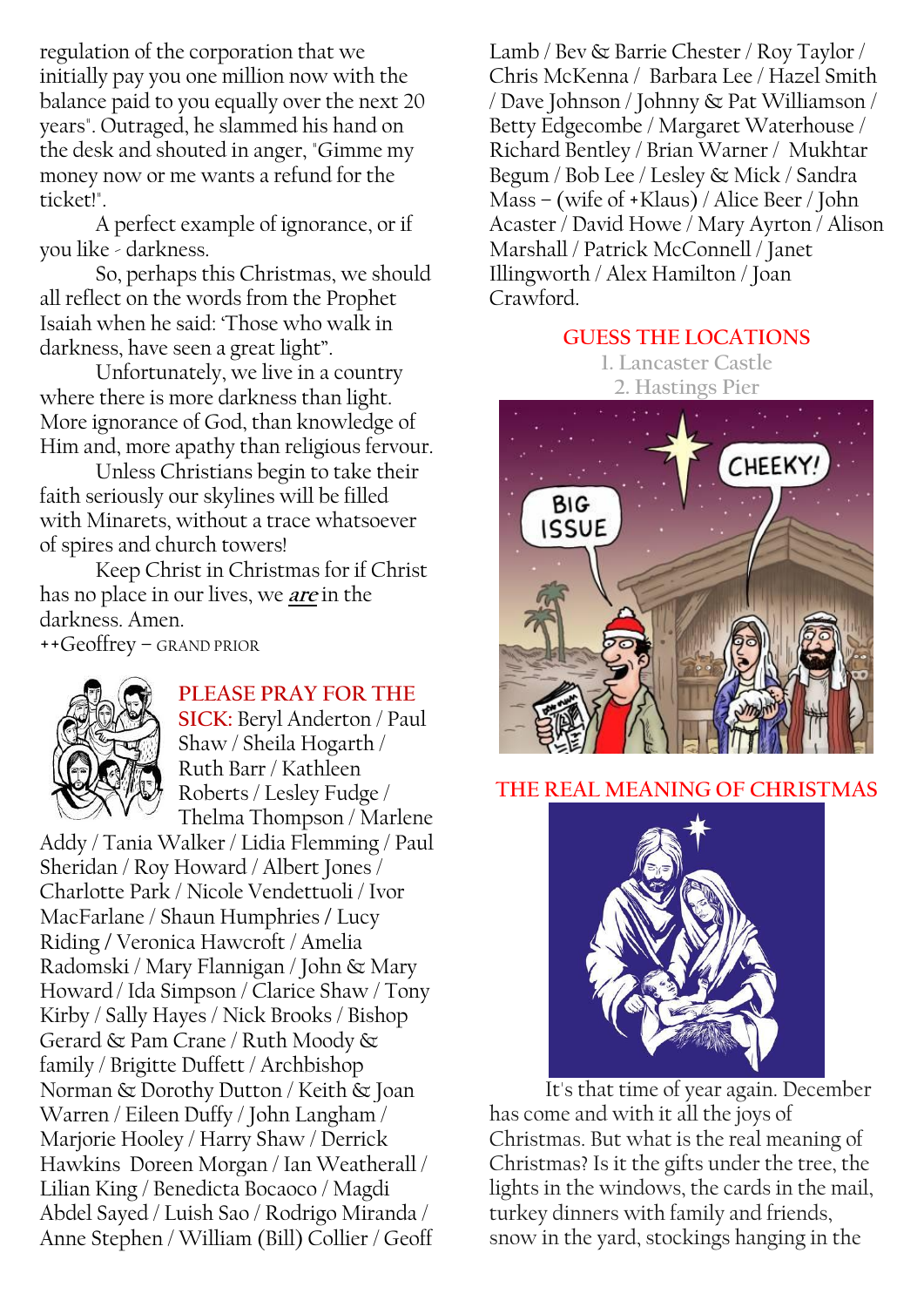regulation of the corporation that we initially pay you one million now with the balance paid to you equally over the next 20 years". Outraged, he slammed his hand on the desk and shouted in anger, "Gimme my money now or me wants a refund for the ticket!".

A perfect example of ignorance, or if you like - darkness.

So, perhaps this Christmas, we should all reflect on the words from the Prophet Isaiah when he said: 'Those who walk in darkness, have seen a great light".

Unfortunately, we live in a country where there is more darkness than light. More ignorance of God, than knowledge of Him and, more apathy than religious fervour.

Unless Christians begin to take their faith seriously our skylines will be filled with Minarets, without a trace whatsoever of spires and church towers!

Keep Christ in Christmas for if Christ has no place in our lives, we ***are*** in the darkness. Amen.

++Geoffrey – GRAND PRIOR

**PLEASE PRAY FOR THE SICK:** Beryl Anderton / Paul Shaw / Sheila Hogarth / Ruth Barr / Kathleen Roberts / Lesley Fudge / Thelma Thompson / Marlene Addy / Tania Walker / Lidia Flemming / Paul Sheridan / Roy Howard / Albert Jones / Charlotte Park / Nicole Vendettuoli / Ivor MacFarlane / Shaun Humphries / Lucy Riding / Veronica Hawcroft / Amelia Radomski / Mary Flannigan / John & Mary Howard / Ida Simpson / Clarice Shaw / Tony Kirby / Sally Hayes / Nick Brooks / Bishop Gerard & Pam Crane / Ruth Moody & family / Brigitte Duffett / Archbishop Norman & Dorothy Dutton / Keith & Joan Warren / Eileen Duffy / John Langham / Marjorie Hooley / Harry Shaw / Derrick Hawkins Doreen Morgan / Ian Weatherall / Lilian King / Benedicta Bocaoco / Magdi Abdel Sayed / Luish Sao / Rodrigo Miranda / Anne Stephen / William (Bill) Collier / Geoff Lamb / Bev & Barrie Chester / Roy Taylor / Chris McKenna / Barbara Lee / Hazel Smith / Dave Johnson / Johnny & Pat Williamson / Betty Edgecombe / Margaret Waterhouse / Richard Bentley / Brian Warner / Mukhtar Begum / Bob Lee / Lesley & Mick / Sandra Mass – (wife of +Klaus) / Alice Beer / John Acaster / David Howe / Mary Ayrton / Alison Marshall / Patrick McConnell / Janet Illingworth / Alex Hamilton / Joan Crawford.

## GUESS THE LOCATIONS

1. Lancaster Castle
2. Hastings Pier

## THE REAL MEANING OF CHRISTMAS

It's that time of year again. December has come and with it all the joys of Christmas. But what is the real meaning of Christmas? Is it the gifts under the tree, the lights in the windows, the cards in the mail, turkey dinners with family and friends, snow in the yard, stockings hanging in the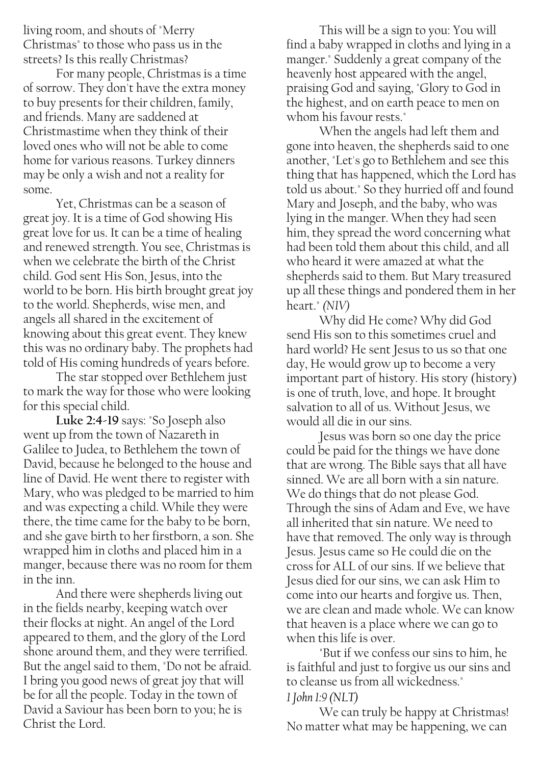living room, and shouts of "Merry Christmas" to those who pass us in the streets? Is this really Christmas?

For many people, Christmas is a time of sorrow. They don't have the extra money to buy presents for their children, family, and friends. Many are saddened at Christmastime when they think of their loved ones who will not be able to come home for various reasons. Turkey dinners may be only a wish and not a reality for some.

Yet, Christmas can be a season of great joy. It is a time of God showing His great love for us. It can be a time of healing and renewed strength. You see, Christmas is when we celebrate the birth of the Christ child. God sent His Son, Jesus, into the world to be born. His birth brought great joy to the world. Shepherds, wise men, and angels all shared in the excitement of knowing about this great event. They knew this was no ordinary baby. The prophets had told of His coming hundreds of years before.

The star stopped over Bethlehem just to mark the way for those who were looking for this special child.

**Luke 2:4-19** says: "So Joseph also went up from the town of Nazareth in Galilee to Judea, to Bethlehem the town of David, because he belonged to the house and line of David. He went there to register with Mary, who was pledged to be married to him and was expecting a child. While they were there, the time came for the baby to be born, and she gave birth to her firstborn, a son. She wrapped him in cloths and placed him in a manger, because there was no room for them in the inn.

And there were shepherds living out in the fields nearby, keeping watch over their flocks at night. An angel of the Lord appeared to them, and the glory of the Lord shone around them, and they were terrified. But the angel said to them, "Do not be afraid. I bring you good news of great joy that will be for all the people. Today in the town of David a Saviour has been born to you; he is Christ the Lord.

This will be a sign to you: You will find a baby wrapped in cloths and lying in a manger." Suddenly a great company of the heavenly host appeared with the angel, praising God and saying, "Glory to God in the highest, and on earth peace to men on whom his favour rests."

When the angels had left them and gone into heaven, the shepherds said to one another, "Let's go to Bethlehem and see this thing that has happened, which the Lord has told us about." So they hurried off and found Mary and Joseph, and the baby, who was lying in the manger. When they had seen him, they spread the word concerning what had been told them about this child, and all who heard it were amazed at what the shepherds said to them. But Mary treasured up all these things and pondered them in her heart." *(NIV)*

Why did He come? Why did God send His son to this sometimes cruel and hard world? He sent Jesus to us so that one day, He would grow up to become a very important part of history. His story (history) is one of truth, love, and hope. It brought salvation to all of us. Without Jesus, we would all die in our sins.

Jesus was born so one day the price could be paid for the things we have done that are wrong. The Bible says that all have sinned. We are all born with a sin nature. We do things that do not please God. Through the sins of Adam and Eve, we have all inherited that sin nature. We need to have that removed. The only way is through Jesus. Jesus came so He could die on the cross for ALL of our sins. If we believe that Jesus died for our sins, we can ask Him to come into our hearts and forgive us. Then, we are clean and made whole. We can know that heaven is a place where we can go to when this life is over.

"But if we confess our sins to him, he is faithful and just to forgive us our sins and to cleanse us from all wickedness."
*1 John 1:9 (NLT)*

We can truly be happy at Christmas! No matter what may be happening, we can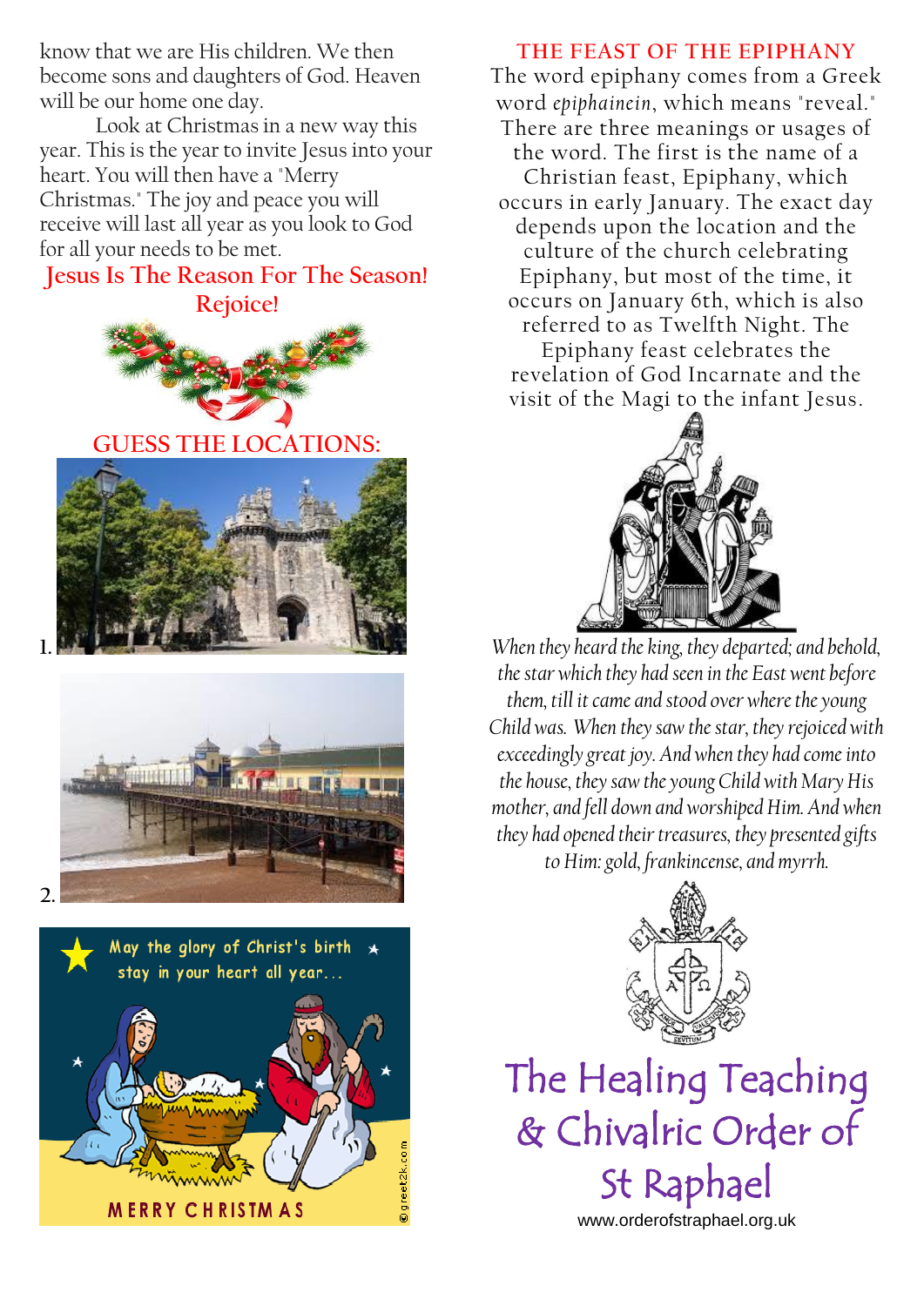know that we are His children. We then become sons and daughters of God. Heaven will be our home one day.

Look at Christmas in a new way this year. This is the year to invite Jesus into your heart. You will then have a "Merry Christmas." The joy and peace you will receive will last all year as you look to God for all your needs to be met.

## Jesus Is The Reason For The Season! Rejoice!

## GUESS THE LOCATIONS:

1.

2.

May the glory of Christ's birth stay in your heart all year...

MERRY CHRISTMAS

©greet2k.com

## THE FEAST OF THE EPIPHANY

The word epiphany comes from a Greek word *epiphainein*, which means "reveal." There are three meanings or usages of the word. The first is the name of a Christian feast, Epiphany, which occurs in early January. The exact day depends upon the location and the culture of the church celebrating Epiphany, but most of the time, it occurs on January 6th, which is also referred to as Twelfth Night. The Epiphany feast celebrates the revelation of God Incarnate and the visit of the Magi to the infant Jesus.

*When they heard the king, they departed; and behold, the star which they had seen in the East went before them, till it came and stood over where the young Child was. When they saw the star, they rejoiced with exceedingly great joy. And when they had come into the house, they saw the young Child with Mary His mother, and fell down and worshiped Him. And when they had opened their treasures, they presented gifts to Him: gold, frankincense, and myrrh.*

# The Healing Teaching & Chivalric Order of St Raphael

www.orderofstraphael.org.uk